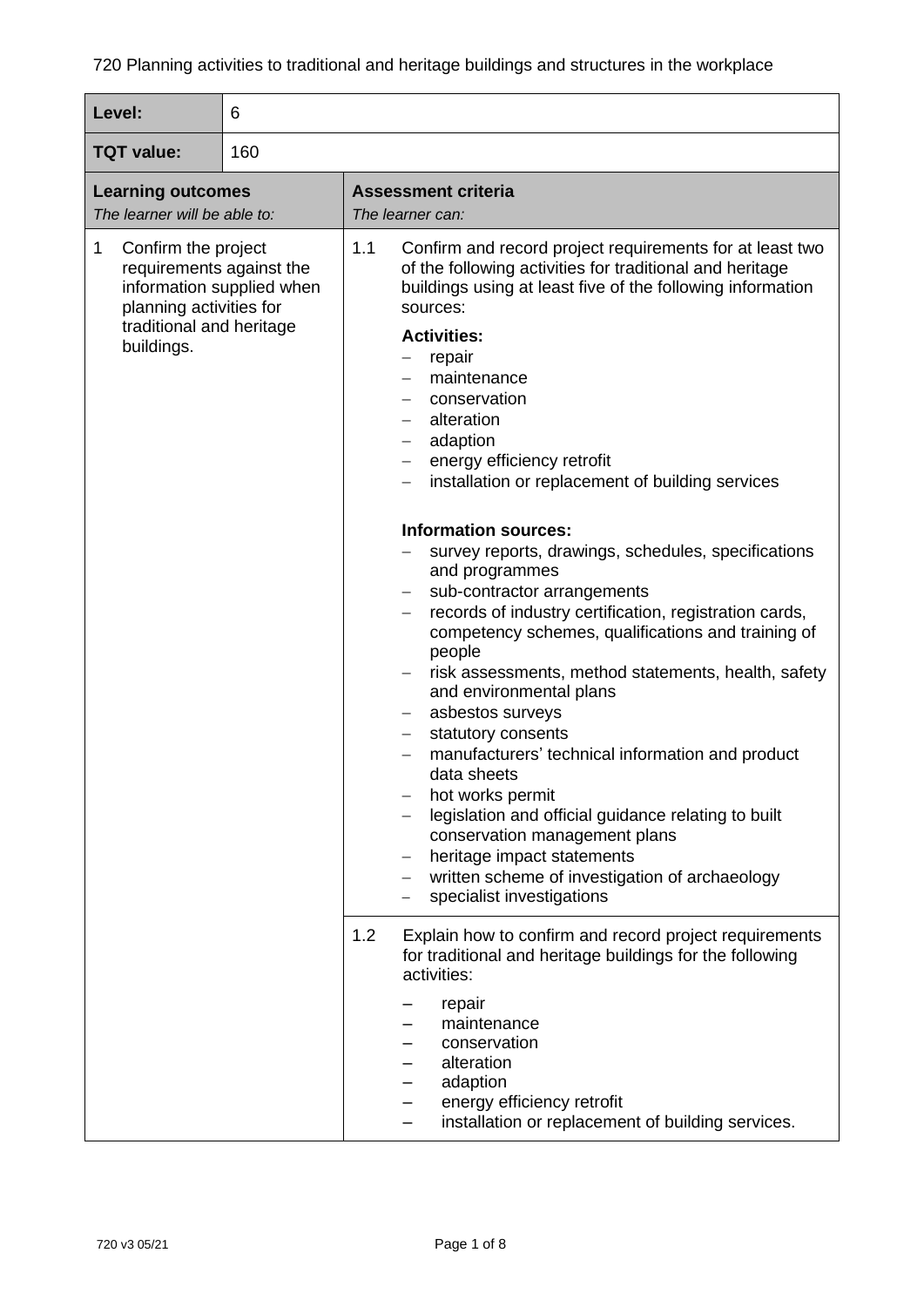720 Planning activities to traditional and heritage buildings and structures in the workplace

| **Level:** | 6 |
|---|---|
| **TQT value:** | 160 |

| **Learning outcomes**<br>*The learner will be able to:* | **Assessment criteria**<br>*The learner can:* |
|---|---|
| 1 Confirm the project requirements against the information supplied when planning activities for traditional and heritage buildings. | 1.1 Confirm and record project requirements for at least two of the following activities for traditional and heritage buildings using at least five of the following information sources:<br><br>**Activities:**<br>– repair<br>– maintenance<br>– conservation<br>– alteration<br>– adaption<br>– energy efficiency retrofit<br>– installation or replacement of building services<br><br>**Information sources:**<br>– survey reports, drawings, schedules, specifications and programmes<br>– sub-contractor arrangements<br>– records of industry certification, registration cards, competency schemes, qualifications and training of people<br>– risk assessments, method statements, health, safety and environmental plans<br>– asbestos surveys<br>– statutory consents<br>– manufacturers' technical information and product data sheets<br>– hot works permit<br>– legislation and official guidance relating to built conservation management plans<br>– heritage impact statements<br>– written scheme of investigation of archaeology<br>– specialist investigations |
| | 1.2 Explain how to confirm and record project requirements for traditional and heritage buildings for the following activities:<br><br>– repair<br>– maintenance<br>– conservation<br>– alteration<br>– adaption<br>– energy efficiency retrofit<br>– installation or replacement of building services. |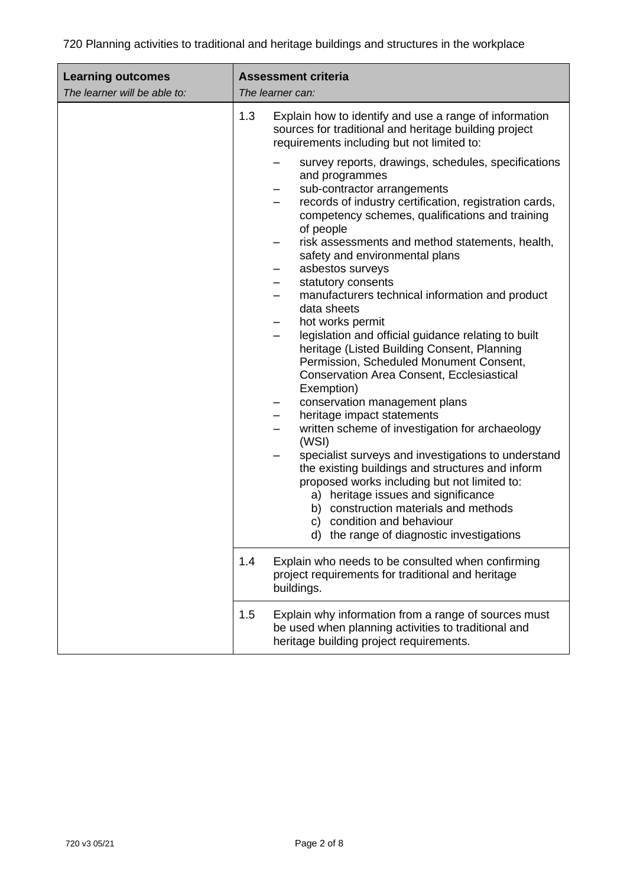720 Planning activities to traditional and heritage buildings and structures in the workplace

| **Learning outcomes**<br>*The learner will be able to:* | **Assessment criteria**<br>*The learner can:* |
|---|---|
| | 1.3 Explain how to identify and use a range of information sources for traditional and heritage building project requirements including but not limited to:<br>– survey reports, drawings, schedules, specifications and programmes<br>– sub-contractor arrangements<br>– records of industry certification, registration cards, competency schemes, qualifications and training of people<br>– risk assessments and method statements, health, safety and environmental plans<br>– asbestos surveys<br>– statutory consents<br>– manufacturers technical information and product data sheets<br>– hot works permit<br>– legislation and official guidance relating to built heritage (Listed Building Consent, Planning Permission, Scheduled Monument Consent, Conservation Area Consent, Ecclesiastical Exemption)<br>– conservation management plans<br>– heritage impact statements<br>– written scheme of investigation for archaeology (WSI)<br>– specialist surveys and investigations to understand the existing buildings and structures and inform proposed works including but not limited to:<br>a) heritage issues and significance<br>b) construction materials and methods<br>c) condition and behaviour<br>d) the range of diagnostic investigations |
| | 1.4 Explain who needs to be consulted when confirming project requirements for traditional and heritage buildings. |
| | 1.5 Explain why information from a range of sources must be used when planning activities to traditional and heritage building project requirements. |

720 v3 05/21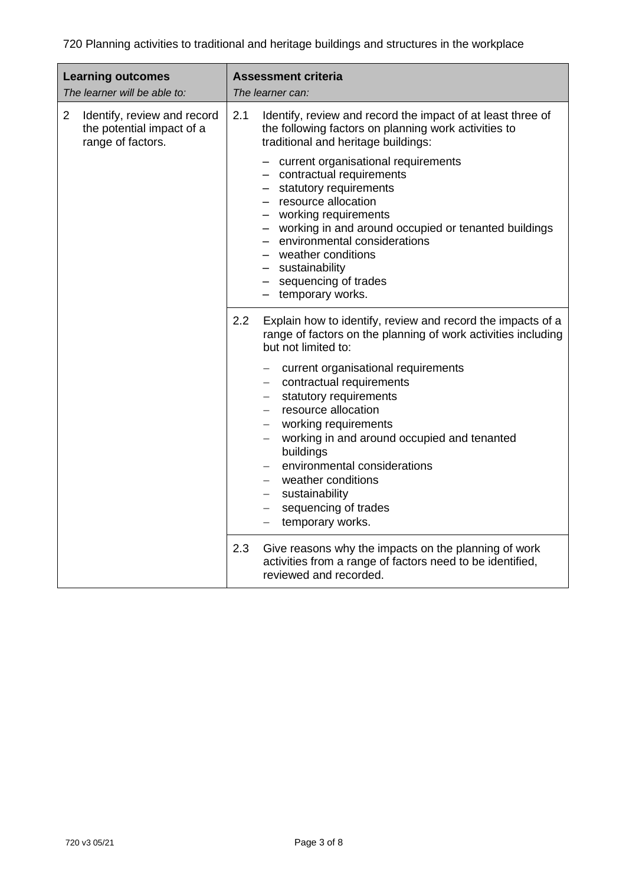720 Planning activities to traditional and heritage buildings and structures in the workplace

| **Learning outcomes**<br>*The learner will be able to:* | **Assessment criteria**<br>*The learner can:* |
|---|---|
| 2 Identify, review and record the potential impact of a range of factors. | 2.1 Identify, review and record the impact of at least three of the following factors on planning work activities to traditional and heritage buildings:<br>– current organisational requirements<br>– contractual requirements<br>– statutory requirements<br>– resource allocation<br>– working requirements<br>– working in and around occupied or tenanted buildings<br>– environmental considerations<br>– weather conditions<br>– sustainability<br>– sequencing of trades<br>– temporary works. |
| | 2.2 Explain how to identify, review and record the impacts of a range of factors on the planning of work activities including but not limited to:<br>– current organisational requirements<br>– contractual requirements<br>– statutory requirements<br>– resource allocation<br>– working requirements<br>– working in and around occupied and tenanted buildings<br>– environmental considerations<br>– weather conditions<br>– sustainability<br>– sequencing of trades<br>– temporary works. |
| | 2.3 Give reasons why the impacts on the planning of work activities from a range of factors need to be identified, reviewed and recorded. |

720 v3 05/21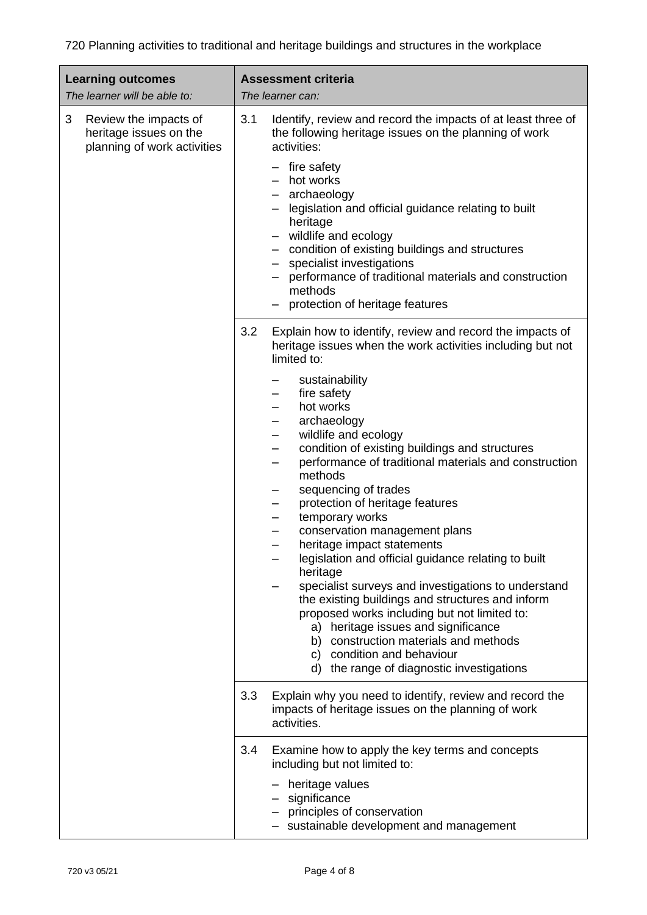720 Planning activities to traditional and heritage buildings and structures in the workplace

| **Learning outcomes**<br>*The learner will be able to:* | **Assessment criteria**<br>*The learner can:* |
|---|---|
| 3 Review the impacts of heritage issues on the planning of work activities | 3.1 Identify, review and record the impacts of at least three of the following heritage issues on the planning of work activities:<br>– fire safety<br>– hot works<br>– archaeology<br>– legislation and official guidance relating to built heritage<br>– wildlife and ecology<br>– condition of existing buildings and structures<br>– specialist investigations<br>– performance of traditional materials and construction methods<br>– protection of heritage features |
| | 3.2 Explain how to identify, review and record the impacts of heritage issues when the work activities including but not limited to:<br>– sustainability<br>– fire safety<br>– hot works<br>– archaeology<br>– wildlife and ecology<br>– condition of existing buildings and structures<br>– performance of traditional materials and construction methods<br>– sequencing of trades<br>– protection of heritage features<br>– temporary works<br>– conservation management plans<br>– heritage impact statements<br>– legislation and official guidance relating to built heritage<br>– specialist surveys and investigations to understand the existing buildings and structures and inform proposed works including but not limited to:<br>a) heritage issues and significance<br>b) construction materials and methods<br>c) condition and behaviour<br>d) the range of diagnostic investigations |
| | 3.3 Explain why you need to identify, review and record the impacts of heritage issues on the planning of work activities. |
| | 3.4 Examine how to apply the key terms and concepts including but not limited to:<br>– heritage values<br>– significance<br>– principles of conservation<br>– sustainable development and management |

720 v3 05/21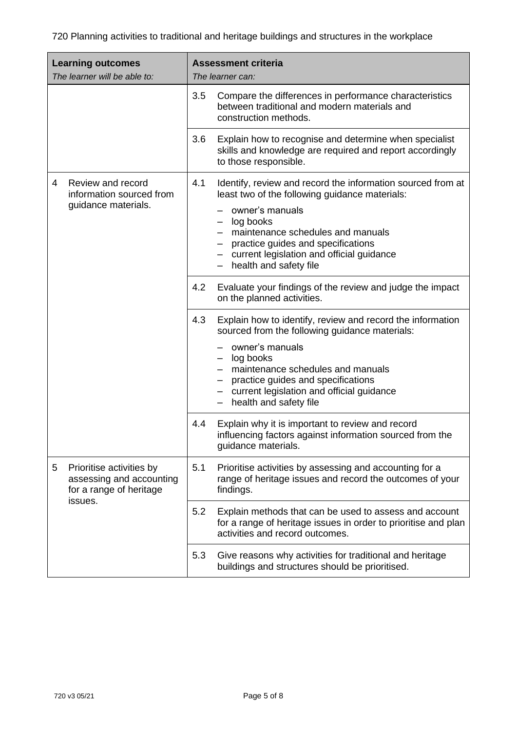720 Planning activities to traditional and heritage buildings and structures in the workplace

| **Learning outcomes**<br>*The learner will be able to:* | **Assessment criteria**<br>*The learner can:* |
|---|---|
| | 3.5 Compare the differences in performance characteristics between traditional and modern materials and construction methods. |
| | 3.6 Explain how to recognise and determine when specialist skills and knowledge are required and report accordingly to those responsible. |
| 4 Review and record information sourced from guidance materials. | 4.1 Identify, review and record the information sourced from at least two of the following guidance materials:<br>– owner's manuals<br>– log books<br>– maintenance schedules and manuals<br>– practice guides and specifications<br>– current legislation and official guidance<br>– health and safety file |
| | 4.2 Evaluate your findings of the review and judge the impact on the planned activities. |
| | 4.3 Explain how to identify, review and record the information sourced from the following guidance materials:<br>– owner's manuals<br>– log books<br>– maintenance schedules and manuals<br>– practice guides and specifications<br>– current legislation and official guidance<br>– health and safety file |
| | 4.4 Explain why it is important to review and record influencing factors against information sourced from the guidance materials. |
| 5 Prioritise activities by assessing and accounting for a range of heritage issues. | 5.1 Prioritise activities by assessing and accounting for a range of heritage issues and record the outcomes of your findings. |
| | 5.2 Explain methods that can be used to assess and account for a range of heritage issues in order to prioritise and plan activities and record outcomes. |
| | 5.3 Give reasons why activities for traditional and heritage buildings and structures should be prioritised. |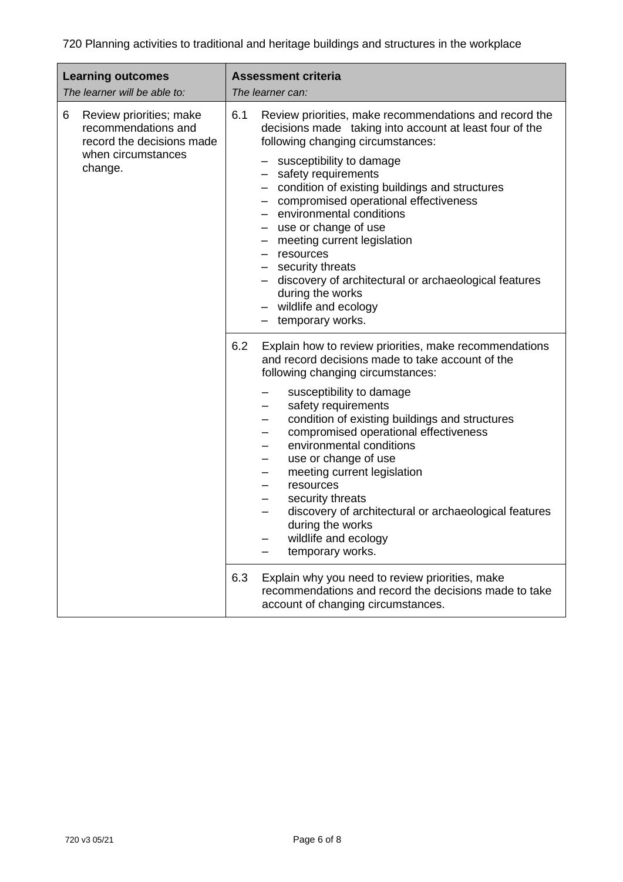720 Planning activities to traditional and heritage buildings and structures in the workplace

| **Learning outcomes**<br>*The learner will be able to:* | **Assessment criteria**<br>*The learner can:* |
|---|---|
| 6 Review priorities; make recommendations and record the decisions made when circumstances change. | 6.1 Review priorities, make recommendations and record the decisions made taking into account at least four of the following changing circumstances:<br>– susceptibility to damage<br>– safety requirements<br>– condition of existing buildings and structures<br>– compromised operational effectiveness<br>– environmental conditions<br>– use or change of use<br>– meeting current legislation<br>– resources<br>– security threats<br>– discovery of architectural or archaeological features during the works<br>– wildlife and ecology<br>– temporary works. |
| | 6.2 Explain how to review priorities, make recommendations and record decisions made to take account of the following changing circumstances:<br>– susceptibility to damage<br>– safety requirements<br>– condition of existing buildings and structures<br>– compromised operational effectiveness<br>– environmental conditions<br>– use or change of use<br>– meeting current legislation<br>– resources<br>– security threats<br>– discovery of architectural or archaeological features during the works<br>– wildlife and ecology<br>– temporary works. |
| | 6.3 Explain why you need to review priorities, make recommendations and record the decisions made to take account of changing circumstances. |

720 v3 05/21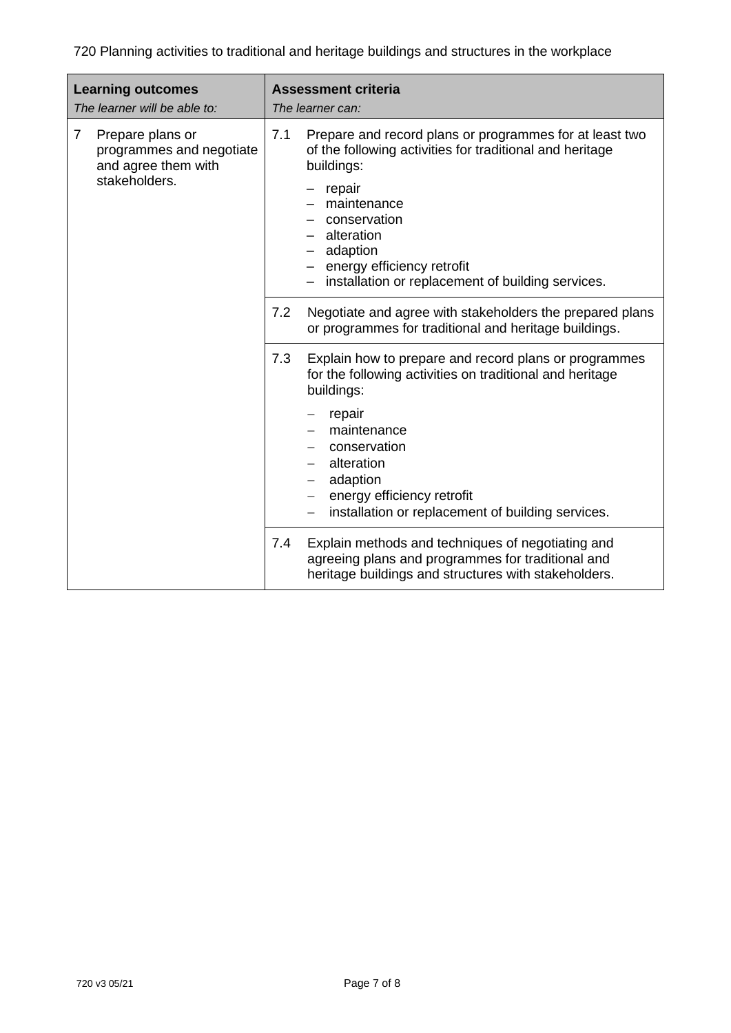720 Planning activities to traditional and heritage buildings and structures in the workplace

| **Learning outcomes**<br>*The learner will be able to:* | **Assessment criteria**<br>*The learner can:* |
|---|---|
| 7 Prepare plans or programmes and negotiate and agree them with stakeholders. | 7.1 Prepare and record plans or programmes for at least two of the following activities for traditional and heritage buildings:<br>– repair<br>– maintenance<br>– conservation<br>– alteration<br>– adaption<br>– energy efficiency retrofit<br>– installation or replacement of building services. |
| | 7.2 Negotiate and agree with stakeholders the prepared plans or programmes for traditional and heritage buildings. |
| | 7.3 Explain how to prepare and record plans or programmes for the following activities on traditional and heritage buildings:<br>– repair<br>– maintenance<br>– conservation<br>– alteration<br>– adaption<br>– energy efficiency retrofit<br>– installation or replacement of building services. |
| | 7.4 Explain methods and techniques of negotiating and agreeing plans and programmes for traditional and heritage buildings and structures with stakeholders. |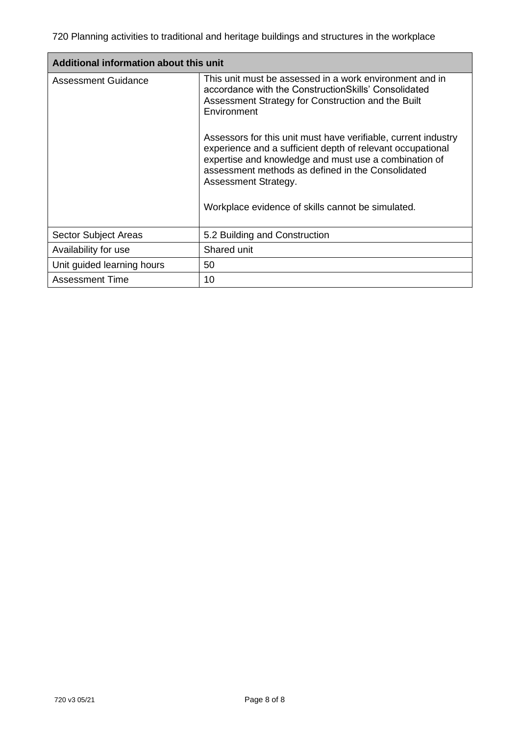720 Planning activities to traditional and heritage buildings and structures in the workplace

| Additional information about this unit | |
|---|---|
| Assessment Guidance | This unit must be assessed in a work environment and in accordance with the ConstructionSkills' Consolidated Assessment Strategy for Construction and the Built Environment<br><br>Assessors for this unit must have verifiable, current industry experience and a sufficient depth of relevant occupational expertise and knowledge and must use a combination of assessment methods as defined in the Consolidated Assessment Strategy.<br><br>Workplace evidence of skills cannot be simulated. |
| Sector Subject Areas | 5.2 Building and Construction |
| Availability for use | Shared unit |
| Unit guided learning hours | 50 |
| Assessment Time | 10 |